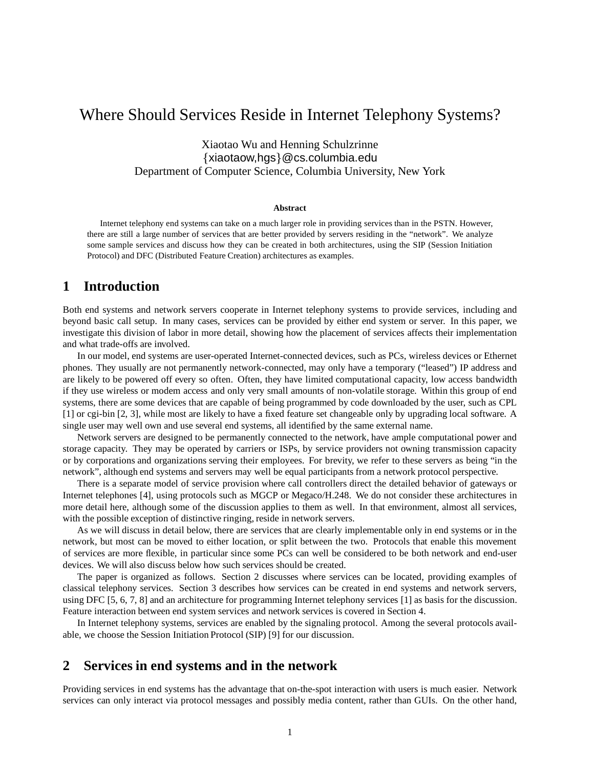# Where Should Services Reside in Internet Telephony Systems?

Xiaotao Wu and Henning Schulzrinne
{xiaotaow,hgs}@cs.columbia.edu
Department of Computer Science, Columbia University, New York

**Abstract**

Internet telephony end systems can take on a much larger role in providing services than in the PSTN. However, there are still a large number of services that are better provided by servers residing in the "network". We analyze some sample services and discuss how they can be created in both architectures, using the SIP (Session Initiation Protocol) and DFC (Distributed Feature Creation) architectures as examples.

## 1 Introduction

Both end systems and network servers cooperate in Internet telephony systems to provide services, including and beyond basic call setup. In many cases, services can be provided by either end system or server. In this paper, we investigate this division of labor in more detail, showing how the placement of services affects their implementation and what trade-offs are involved.

In our model, end systems are user-operated Internet-connected devices, such as PCs, wireless devices or Ethernet phones. They usually are not permanently network-connected, may only have a temporary ("leased") IP address and are likely to be powered off every so often. Often, they have limited computational capacity, low access bandwidth if they use wireless or modem access and only very small amounts of non-volatile storage. Within this group of end systems, there are some devices that are capable of being programmed by code downloaded by the user, such as CPL [1] or cgi-bin [2, 3], while most are likely to have a fixed feature set changeable only by upgrading local software. A single user may well own and use several end systems, all identified by the same external name.

Network servers are designed to be permanently connected to the network, have ample computational power and storage capacity. They may be operated by carriers or ISPs, by service providers not owning transmission capacity or by corporations and organizations serving their employees. For brevity, we refer to these servers as being "in the network", although end systems and servers may well be equal participants from a network protocol perspective.

There is a separate model of service provision where call controllers direct the detailed behavior of gateways or Internet telephones [4], using protocols such as MGCP or Megaco/H.248. We do not consider these architectures in more detail here, although some of the discussion applies to them as well. In that environment, almost all services, with the possible exception of distinctive ringing, reside in network servers.

As we will discuss in detail below, there are services that are clearly implementable only in end systems or in the network, but most can be moved to either location, or split between the two. Protocols that enable this movement of services are more flexible, in particular since some PCs can well be considered to be both network and end-user devices. We will also discuss below how such services should be created.

The paper is organized as follows. Section 2 discusses where services can be located, providing examples of classical telephony services. Section 3 describes how services can be created in end systems and network servers, using DFC [5, 6, 7, 8] and an architecture for programming Internet telephony services [1] as basis for the discussion. Feature interaction between end system services and network services is covered in Section 4.

In Internet telephony systems, services are enabled by the signaling protocol. Among the several protocols available, we choose the Session Initiation Protocol (SIP) [9] for our discussion.

## 2 Services in end systems and in the network

Providing services in end systems has the advantage that on-the-spot interaction with users is much easier. Network services can only interact via protocol messages and possibly media content, rather than GUIs. On the other hand,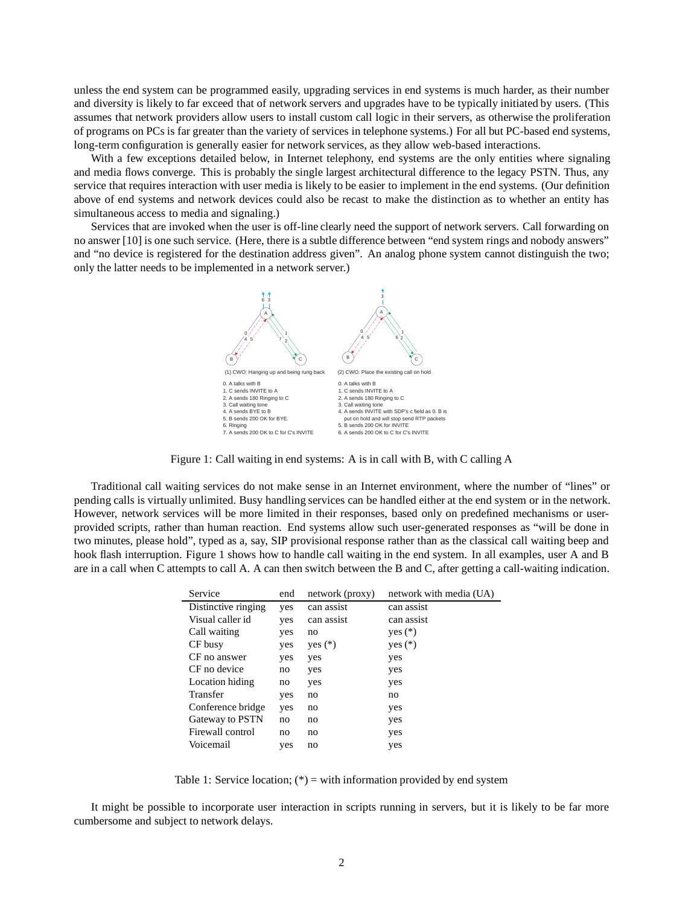unless the end system can be programmed easily, upgrading services in end systems is much harder, as their number and diversity is likely to far exceed that of network servers and upgrades have to be typically initiated by users. (This assumes that network providers allow users to install custom call logic in their servers, as otherwise the proliferation of programs on PCs is far greater than the variety of services in telephone systems.) For all but PC-based end systems, long-term configuration is generally easier for network services, as they allow web-based interactions.

With a few exceptions detailed below, in Internet telephony, end systems are the only entities where signaling and media flows converge. This is probably the single largest architectural difference to the legacy PSTN. Thus, any service that requires interaction with user media is likely to be easier to implement in the end systems. (Our definition above of end systems and network devices could also be recast to make the distinction as to whether an entity has simultaneous access to media and signaling.)

Services that are invoked when the user is off-line clearly need the support of network servers. Call forwarding on no answer [10] is one such service. (Here, there is a subtle difference between "end system rings and nobody answers" and "no device is registered for the destination address given". An analog phone system cannot distinguish the two; only the latter needs to be implemented in a network server.)

(1) CWO: Hanging up and being rung back

0. A talks with B
1. C sends INVITE to A
2. A sends 180 Ringing to C
3. Call waiting tone
4. A sends BYE to B
5. B sends 200 OK for BYE.
6. Ringing
7. A sends 200 OK to C for C's INVITE

(2) CWO: Place the existing call on hold

0. A talks with B
1. C sends INVITE to A
2. A sends 180 Ringing to C
3. Call waiting tone
4. A sends INVITE with SDP's c field as 0. B is put on hold and will stop send RTP packets
5. B sends 200 OK for INVITE
6. A sends 200 OK to C for C's INVITE

Figure 1: Call waiting in end systems: A is in call with B, with C calling A

Traditional call waiting services do not make sense in an Internet environment, where the number of "lines" or pending calls is virtually unlimited. Busy handling services can be handled either at the end system or in the network. However, network services will be more limited in their responses, based only on predefined mechanisms or user-provided scripts, rather than human reaction. End systems allow such user-generated responses as "will be done in two minutes, please hold", typed as a, say, SIP provisional response rather than as the classical call waiting beep and hook flash interruption. Figure 1 shows how to handle call waiting in the end system. In all examples, user A and B are in a call when C attempts to call A. A can then switch between the B and C, after getting a call-waiting indication.

| Service | end | network (proxy) | network with media (UA) |
|---|---|---|---|
| Distinctive ringing | yes | can assist | can assist |
| Visual caller id | yes | can assist | can assist |
| Call waiting | yes | no | yes (*) |
| CF busy | yes | yes (*) | yes (*) |
| CF no answer | yes | yes | yes |
| CF no device | no | yes | yes |
| Location hiding | no | yes | yes |
| Transfer | yes | no | no |
| Conference bridge | yes | no | yes |
| Gateway to PSTN | no | no | yes |
| Firewall control | no | no | yes |
| Voicemail | yes | no | yes |

Table 1: Service location; (*) = with information provided by end system

It might be possible to incorporate user interaction in scripts running in servers, but it is likely to be far more cumbersome and subject to network delays.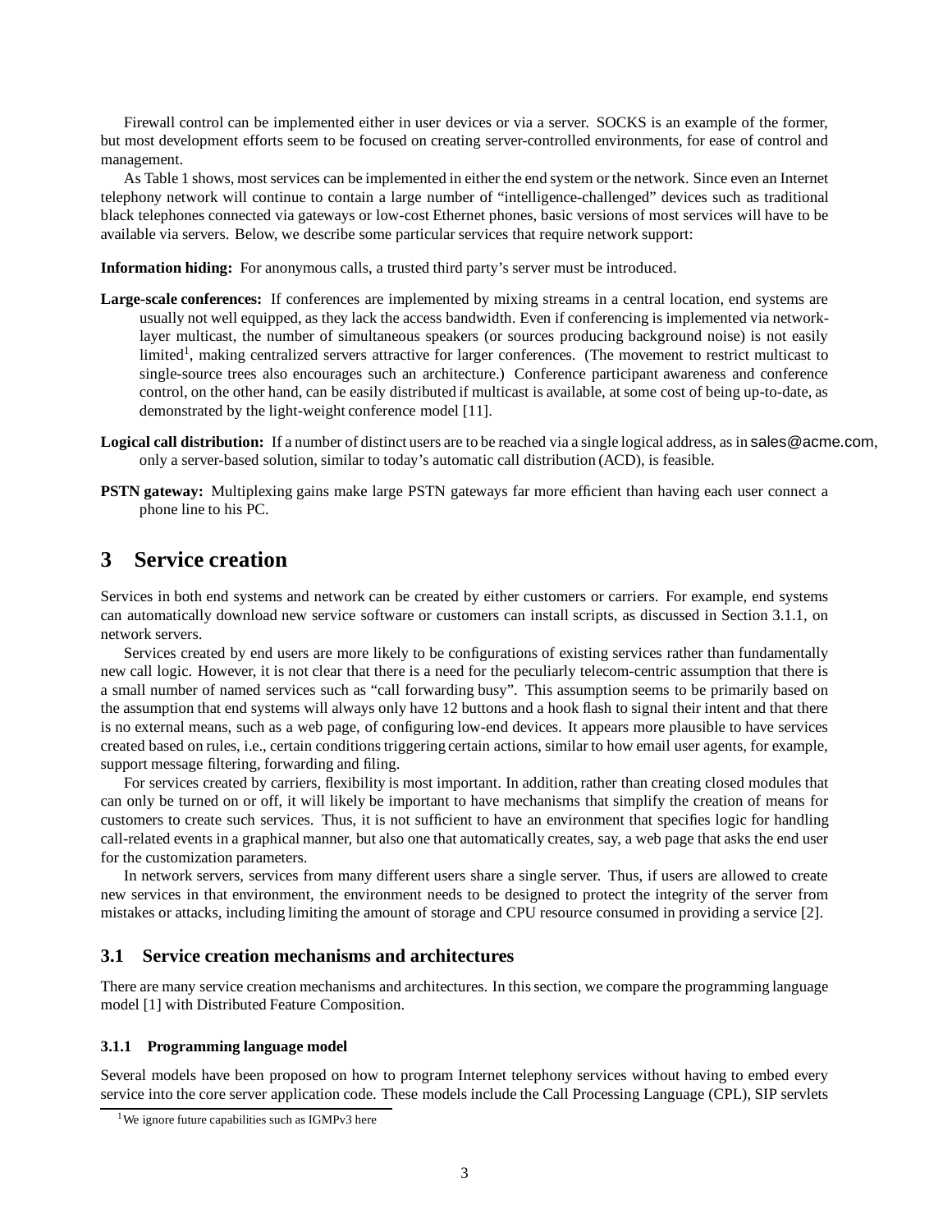Firewall control can be implemented either in user devices or via a server. SOCKS is an example of the former, but most development efforts seem to be focused on creating server-controlled environments, for ease of control and management.

As Table 1 shows, most services can be implemented in either the end system or the network. Since even an Internet telephony network will continue to contain a large number of "intelligence-challenged" devices such as traditional black telephones connected via gateways or low-cost Ethernet phones, basic versions of most services will have to be available via servers. Below, we describe some particular services that require network support:

**Information hiding:** For anonymous calls, a trusted third party's server must be introduced.

**Large-scale conferences:** If conferences are implemented by mixing streams in a central location, end systems are usually not well equipped, as they lack the access bandwidth. Even if conferencing is implemented via network-layer multicast, the number of simultaneous speakers (or sources producing background noise) is not easily limited[1], making centralized servers attractive for larger conferences. (The movement to restrict multicast to single-source trees also encourages such an architecture.) Conference participant awareness and conference control, on the other hand, can be easily distributed if multicast is available, at some cost of being up-to-date, as demonstrated by the light-weight conference model [11].

**Logical call distribution:** If a number of distinct users are to be reached via a single logical address, as in sales@acme.com, only a server-based solution, similar to today's automatic call distribution (ACD), is feasible.

**PSTN gateway:** Multiplexing gains make large PSTN gateways far more efficient than having each user connect a phone line to his PC.

# 3 Service creation

Services in both end systems and network can be created by either customers or carriers. For example, end systems can automatically download new service software or customers can install scripts, as discussed in Section 3.1.1, on network servers.

Services created by end users are more likely to be configurations of existing services rather than fundamentally new call logic. However, it is not clear that there is a need for the peculiarly telecom-centric assumption that there is a small number of named services such as "call forwarding busy". This assumption seems to be primarily based on the assumption that end systems will always only have 12 buttons and a hook flash to signal their intent and that there is no external means, such as a web page, of configuring low-end devices. It appears more plausible to have services created based on rules, i.e., certain conditions triggering certain actions, similar to how email user agents, for example, support message filtering, forwarding and filing.

For services created by carriers, flexibility is most important. In addition, rather than creating closed modules that can only be turned on or off, it will likely be important to have mechanisms that simplify the creation of means for customers to create such services. Thus, it is not sufficient to have an environment that specifies logic for handling call-related events in a graphical manner, but also one that automatically creates, say, a web page that asks the end user for the customization parameters.

In network servers, services from many different users share a single server. Thus, if users are allowed to create new services in that environment, the environment needs to be designed to protect the integrity of the server from mistakes or attacks, including limiting the amount of storage and CPU resource consumed in providing a service [2].

## 3.1 Service creation mechanisms and architectures

There are many service creation mechanisms and architectures. In this section, we compare the programming language model [1] with Distributed Feature Composition.

### 3.1.1 Programming language model

Several models have been proposed on how to program Internet telephony services without having to embed every service into the core server application code. These models include the Call Processing Language (CPL), SIP servlets

[1] We ignore future capabilities such as IGMPv3 here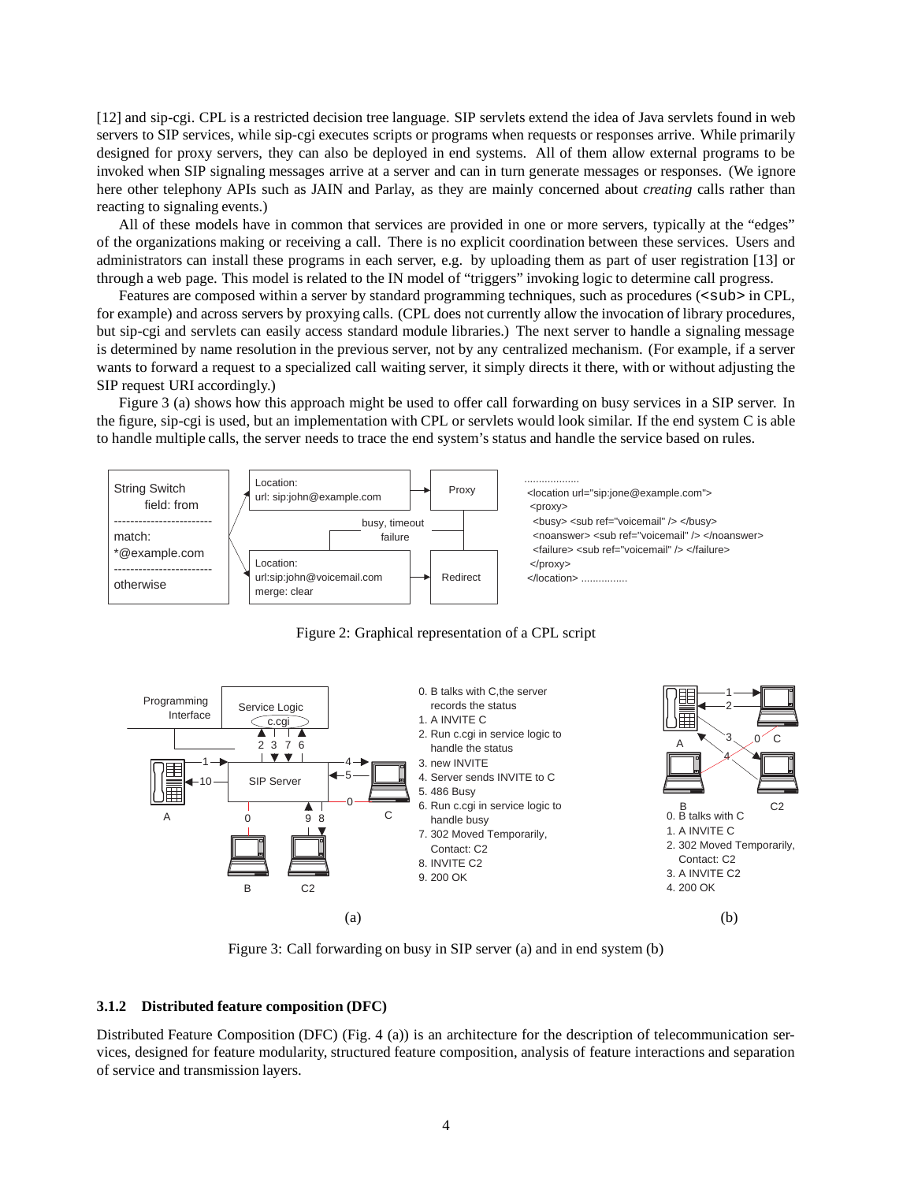[12] and sip-cgi. CPL is a restricted decision tree language. SIP servlets extend the idea of Java servlets found in web servers to SIP services, while sip-cgi executes scripts or programs when requests or responses arrive. While primarily designed for proxy servers, they can also be deployed in end systems. All of them allow external programs to be invoked when SIP signaling messages arrive at a server and can in turn generate messages or responses. (We ignore here other telephony APIs such as JAIN and Parlay, as they are mainly concerned about *creating* calls rather than reacting to signaling events.)

All of these models have in common that services are provided in one or more servers, typically at the "edges" of the organizations making or receiving a call. There is no explicit coordination between these services. Users and administrators can install these programs in each server, e.g. by uploading them as part of user registration [13] or through a web page. This model is related to the IN model of "triggers" invoking logic to determine call progress.

Features are composed within a server by standard programming techniques, such as procedures (`<sub>` in CPL, for example) and across servers by proxying calls. (CPL does not currently allow the invocation of library procedures, but sip-cgi and servlets can easily access standard module libraries.) The next server to handle a signaling message is determined by name resolution in the previous server, not by any centralized mechanism. (For example, if a server wants to forward a request to a specialized call waiting server, it simply directs it there, with or without adjusting the SIP request URI accordingly.)

Figure 3 (a) shows how this approach might be used to offer call forwarding on busy services in a SIP server. In the figure, sip-cgi is used, but an implementation with CPL or servlets would look similar. If the end system C is able to handle multiple calls, the server needs to trace the end system's status and handle the service based on rules.

```
...................
<location url="sip:jone@example.com">
 <proxy>
  <busy> <sub ref="voicemail" /> </busy>
  <noanswer> <sub ref="voicemail" /> </noanswer>
  <failure> <sub ref="voicemail" /> </failure>
 </proxy>
</location> ...............
```

Figure 2: Graphical representation of a CPL script

(a)

0. B talks with C,the server records the status
1. A INVITE C
2. Run c.cgi in service logic to handle the status
3. new INVITE
4. Server sends INVITE to C
5. 486 Busy
6. Run c.cgi in service logic to handle busy
7. 302 Moved Temporarily, Contact: C2
8. INVITE C2
9. 200 OK

(b)

0. B talks with C
1. A INVITE C
2. 302 Moved Temporarily, Contact: C2
3. A INVITE C2
4. 200 OK

Figure 3: Call forwarding on busy in SIP server (a) and in end system (b)

### 3.1.2 Distributed feature composition (DFC)

Distributed Feature Composition (DFC) (Fig. 4 (a)) is an architecture for the description of telecommunication services, designed for feature modularity, structured feature composition, analysis of feature interactions and separation of service and transmission layers.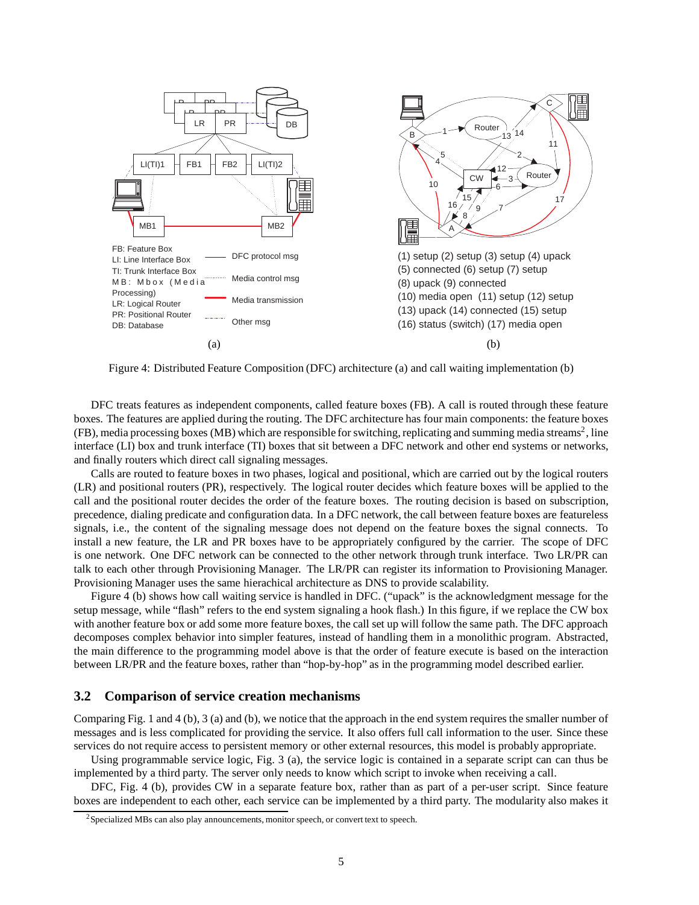Figure 4: Distributed Feature Composition (DFC) architecture (a) and call waiting implementation (b)

DFC treats features as independent components, called feature boxes (FB). A call is routed through these feature boxes. The features are applied during the routing. The DFC architecture has four main components: the feature boxes (FB), media processing boxes (MB) which are responsible for switching, replicating and summing media streams[2], line interface (LI) box and trunk interface (TI) boxes that sit between a DFC network and other end systems or networks, and finally routers which direct call signaling messages.

Calls are routed to feature boxes in two phases, logical and positional, which are carried out by the logical routers (LR) and positional routers (PR), respectively. The logical router decides which feature boxes will be applied to the call and the positional router decides the order of the feature boxes. The routing decision is based on subscription, precedence, dialing predicate and configuration data. In a DFC network, the call between feature boxes are featureless signals, i.e., the content of the signaling message does not depend on the feature boxes the signal connects. To install a new feature, the LR and PR boxes have to be appropriately configured by the carrier. The scope of DFC is one network. One DFC network can be connected to the other network through trunk interface. Two LR/PR can talk to each other through Provisioning Manager. The LR/PR can register its information to Provisioning Manager. Provisioning Manager uses the same hierachical architecture as DNS to provide scalability.

Figure 4 (b) shows how call waiting service is handled in DFC. ("upack" is the acknowledgment message for the setup message, while "flash" refers to the end system signaling a hook flash.) In this figure, if we replace the CW box with another feature box or add some more feature boxes, the call set up will follow the same path. The DFC approach decomposes complex behavior into simpler features, instead of handling them in a monolithic program. Abstracted, the main difference to the programming model above is that the order of feature execute is based on the interaction between LR/PR and the feature boxes, rather than "hop-by-hop" as in the programming model described earlier.

## 3.2 Comparison of service creation mechanisms

Comparing Fig. 1 and 4 (b), 3 (a) and (b), we notice that the approach in the end system requires the smaller number of messages and is less complicated for providing the service. It also offers full call information to the user. Since these services do not require access to persistent memory or other external resources, this model is probably appropriate.

Using programmable service logic, Fig. 3 (a), the service logic is contained in a separate script can can thus be implemented by a third party. The server only needs to know which script to invoke when receiving a call.

DFC, Fig. 4 (b), provides CW in a separate feature box, rather than as part of a per-user script. Since feature boxes are independent to each other, each service can be implemented by a third party. The modularity also makes it

[2] Specialized MBs can also play announcements, monitor speech, or convert text to speech.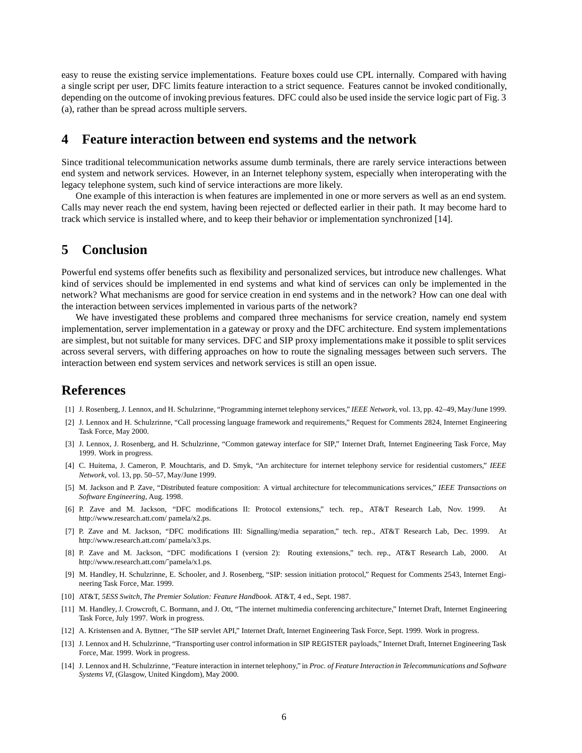easy to reuse the existing service implementations. Feature boxes could use CPL internally. Compared with having a single script per user, DFC limits feature interaction to a strict sequence. Features cannot be invoked conditionally, depending on the outcome of invoking previous features. DFC could also be used inside the service logic part of Fig. 3 (a), rather than be spread across multiple servers.

## 4 Feature interaction between end systems and the network

Since traditional telecommunication networks assume dumb terminals, there are rarely service interactions between end system and network services. However, in an Internet telephony system, especially when interoperating with the legacy telephone system, such kind of service interactions are more likely.

One example of this interaction is when features are implemented in one or more servers as well as an end system. Calls may never reach the end system, having been rejected or deflected earlier in their path. It may become hard to track which service is installed where, and to keep their behavior or implementation synchronized [14].

## 5 Conclusion

Powerful end systems offer benefits such as flexibility and personalized services, but introduce new challenges. What kind of services should be implemented in end systems and what kind of services can only be implemented in the network? What mechanisms are good for service creation in end systems and in the network? How can one deal with the interaction between services implemented in various parts of the network?

We have investigated these problems and compared three mechanisms for service creation, namely end system implementation, server implementation in a gateway or proxy and the DFC architecture. End system implementations are simplest, but not suitable for many services. DFC and SIP proxy implementations make it possible to split services across several servers, with differing approaches on how to route the signaling messages between such servers. The interaction between end system services and network services is still an open issue.

## References

[1] J. Rosenberg, J. Lennox, and H. Schulzrinne, "Programming internet telephony services," *IEEE Network*, vol. 13, pp. 42–49, May/June 1999.

[2] J. Lennox and H. Schulzrinne, "Call processing language framework and requirements," Request for Comments 2824, Internet Engineering Task Force, May 2000.

[3] J. Lennox, J. Rosenberg, and H. Schulzrinne, "Common gateway interface for SIP," Internet Draft, Internet Engineering Task Force, May 1999. Work in progress.

[4] C. Huitema, J. Cameron, P. Mouchtaris, and D. Smyk, "An architecture for internet telephony service for residential customers," *IEEE Network*, vol. 13, pp. 50–57, May/June 1999.

[5] M. Jackson and P. Zave, "Distributed feature composition: A virtual architecture for telecommunications services," *IEEE Transactions on Software Engineering*, Aug. 1998.

[6] P. Zave and M. Jackson, "DFC modifications II: Protocol extensions," tech. rep., AT&T Research Lab, Nov. 1999. At http://www.research.att.com/ pamela/x2.ps.

[7] P. Zave and M. Jackson, "DFC modifications III: Signalling/media separation," tech. rep., AT&T Research Lab, Dec. 1999. At http://www.research.att.com/ pamela/x3.ps.

[8] P. Zave and M. Jackson, "DFC modifications I (version 2): Routing extensions," tech. rep., AT&T Research Lab, 2000. At http://www.research.att.com/˜pamela/x1.ps.

[9] M. Handley, H. Schulzrinne, E. Schooler, and J. Rosenberg, "SIP: session initiation protocol," Request for Comments 2543, Internet Engineering Task Force, Mar. 1999.

[10] AT&T, *5ESS Switch, The Premier Solution: Feature Handbook*. AT&T, 4 ed., Sept. 1987.

[11] M. Handley, J. Crowcroft, C. Bormann, and J. Ott, "The internet multimedia conferencing architecture," Internet Draft, Internet Engineering Task Force, July 1997. Work in progress.

[12] A. Kristensen and A. Byttner, "The SIP servlet API," Internet Draft, Internet Engineering Task Force, Sept. 1999. Work in progress.

[13] J. Lennox and H. Schulzrinne, "Transporting user control information in SIP REGISTER payloads," Internet Draft, Internet Engineering Task Force, Mar. 1999. Work in progress.

[14] J. Lennox and H. Schulzrinne, "Feature interaction in internet telephony," in *Proc. of Feature Interaction in Telecommunications and Software Systems VI*, (Glasgow, United Kingdom), May 2000.